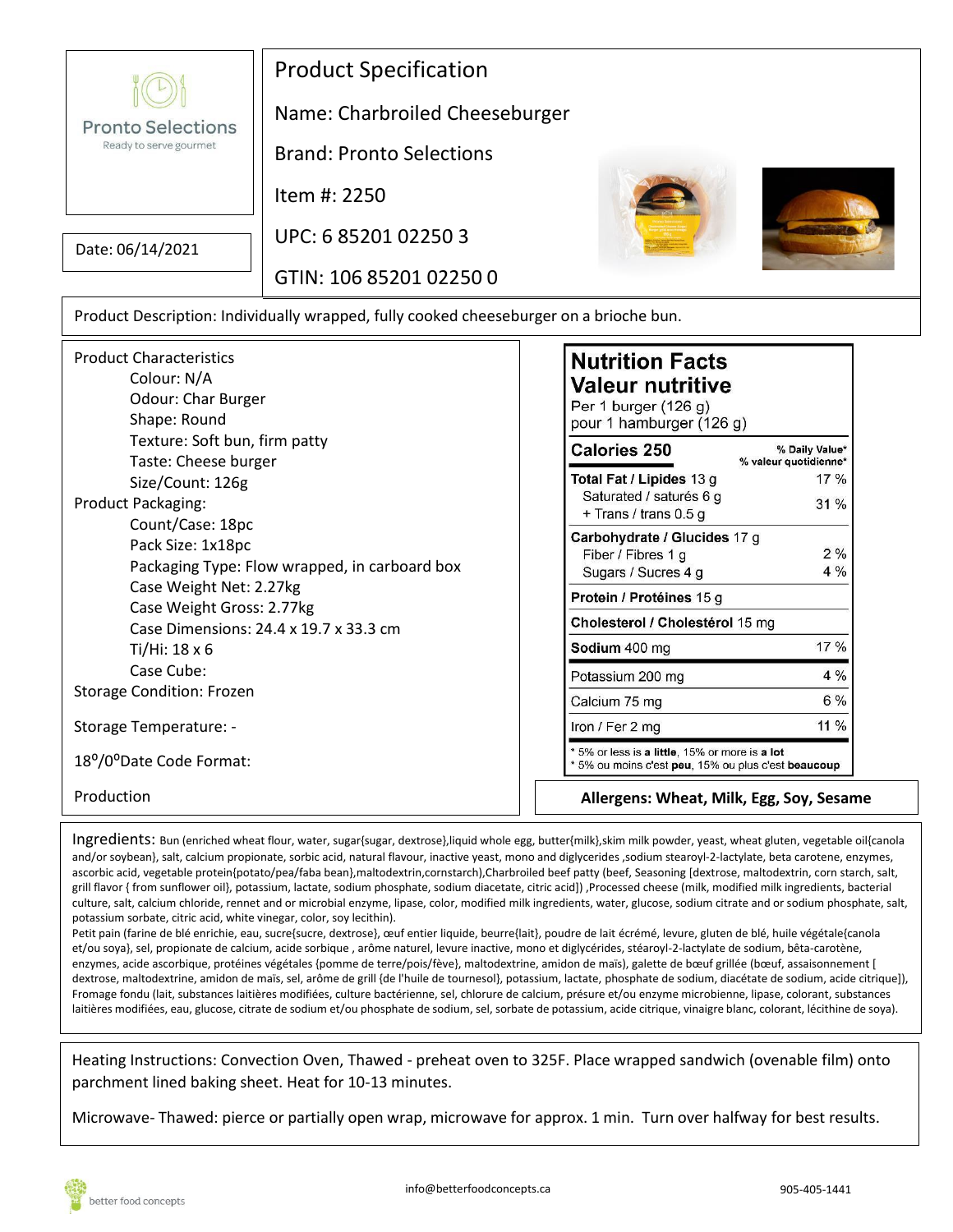Pronto Selections
Ready to serve gourmet

Date: 06/14/2021

# Product Specification

Name: Charbroiled Cheeseburger

Brand: Pronto Selections

Item #: 2250

UPC: 6 85201 02250 3

GTIN: 106 85201 02250 0

Product Description: Individually wrapped, fully cooked cheeseburger on a brioche bun.

Product Characteristics
- Colour: N/A
- Odour: Char Burger
- Shape: Round
- Texture: Soft bun, firm patty
- Taste: Cheese burger
- Size/Count: 126g

Product Packaging:
- Count/Case: 18pc
- Pack Size: 1x18pc
- Packaging Type: Flow wrapped, in carboard box
- Case Weight Net: 2.27kg
- Case Weight Gross: 2.77kg
- Case Dimensions: 24.4 x 19.7 x 33.3 cm
- Ti/Hi: 18 x 6
- Case Cube:

Storage Condition: Frozen

Storage Temperature: -

18°/0°Date Code Format:

Production

## Nutrition Facts / Valeur nutritive

Per 1 burger (126 g)
pour 1 hamburger (126 g)

| | % Daily Value* / % valeur quotidienne* |
|---|---|
| **Calories 250** | |
| **Total Fat / Lipides** 13 g | 17 % |
| Saturated / saturés 6 g + Trans / trans 0.5 g | 31 % |
| **Carbohydrate / Glucides** 17 g | |
| Fiber / Fibres 1 g | 2 % |
| Sugars / Sucres 4 g | 4 % |
| **Protein / Protéines** 15 g | |
| **Cholesterol / Cholestérol** 15 mg | |
| **Sodium** 400 mg | 17 % |
| Potassium 200 mg | 4 % |
| Calcium 75 mg | 6 % |
| Iron / Fer 2 mg | 11 % |

\* 5% or less is **a little**, 15% or more is **a lot**
\* 5% ou moins c'est **peu**, 15% ou plus c'est **beaucoup**

**Allergens: Wheat, Milk, Egg, Soy, Sesame**

Ingredients: Bun (enriched wheat flour, water, sugar{sugar, dextrose},liquid whole egg, butter{milk},skim milk powder, yeast, wheat gluten, vegetable oil{canola and/or soybean}, salt, calcium propionate, sorbic acid, natural flavour, inactive yeast, mono and diglycerides ,sodium stearoyl-2-lactylate, beta carotene, enzymes, ascorbic acid, vegetable protein{potato/pea/faba bean},maltodextrin,cornstarch),Charbroiled beef patty (beef, Seasoning [dextrose, maltodextrin, corn starch, salt, grill flavor { from sunflower oil}, potassium, lactate, sodium phosphate, sodium diacetate, citric acid]) ,Processed cheese (milk, modified milk ingredients, bacterial culture, salt, calcium chloride, rennet and or microbial enzyme, lipase, color, modified milk ingredients, water, glucose, sodium citrate and or sodium phosphate, salt, potassium sorbate, citric acid, white vinegar, color, soy lecithin).

Petit pain (farine de blé enrichie, eau, sucre{sucre, dextrose}, œuf entier liquide, beurre{lait}, poudre de lait écrémé, levure, gluten de blé, huile végétale{canola et/ou soya}, sel, propionate de calcium, acide sorbique , arôme naturel, levure inactive, mono et diglycérides, stéaroyl-2-lactylate de sodium, bêta-carotène, enzymes, acide ascorbique, protéines végétales {pomme de terre/pois/fève}, maltodextrine, amidon de maïs), galette de bœuf grillée (bœuf, assaisonnement [ dextrose, maltodextrine, amidon de maïs, sel, arôme de grill {de l'huile de tournesol}, potassium, lactate, phosphate de sodium, diacétate de sodium, acide citrique]), Fromage fondu (lait, substances laitières modifiées, culture bactérienne, sel, chlorure de calcium, présure et/ou enzyme microbienne, lipase, colorant, substances laitières modifiées, eau, glucose, citrate de sodium et/ou phosphate de sodium, sel, sorbate de potassium, acide citrique, vinaigre blanc, colorant, lécithine de soya).

Heating Instructions: Convection Oven, Thawed - preheat oven to 325F. Place wrapped sandwich (ovenable film) onto parchment lined baking sheet. Heat for 10-13 minutes.

Microwave- Thawed: pierce or partially open wrap, microwave for approx. 1 min. Turn over halfway for best results.

better food concepts    info@betterfoodconcepts.ca    905-405-1441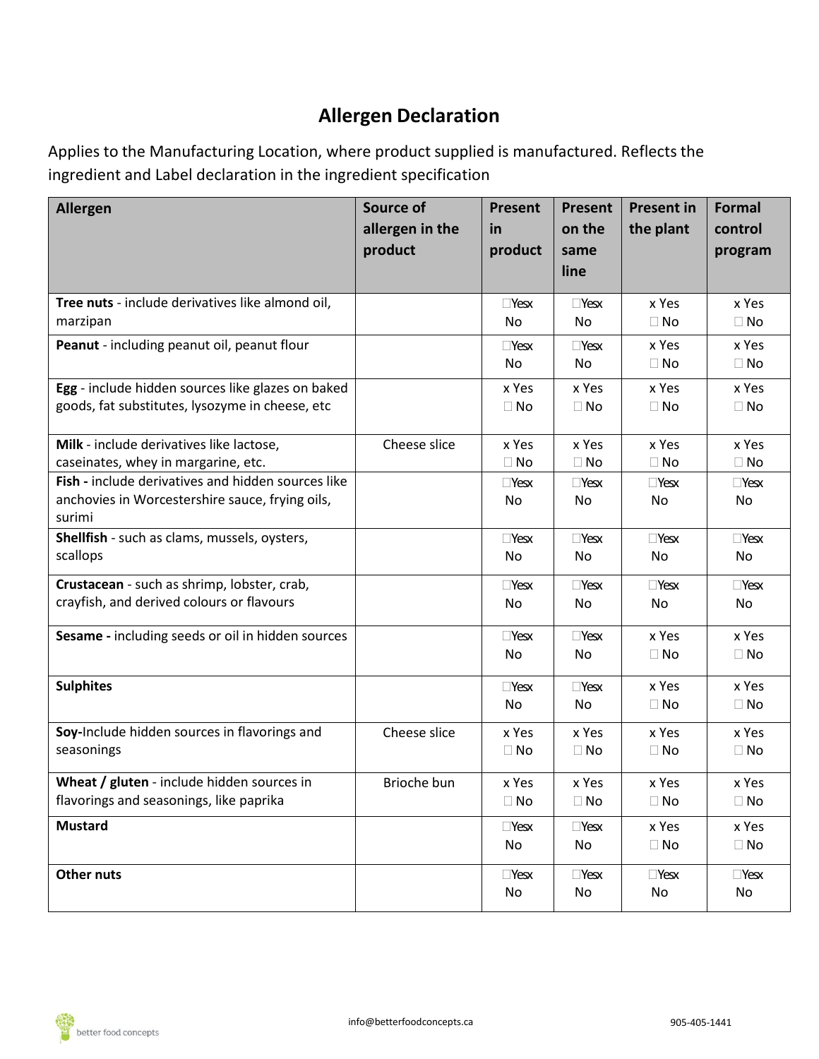# Allergen Declaration

Applies to the Manufacturing Location, where product supplied is manufactured. Reflects the ingredient and Label declaration in the ingredient specification

| Allergen | Source of allergen in the product | Present in product | Present on the same line | Present in the plant | Formal control program |
|---|---|---|---|---|---|
| **Tree nuts** - include derivatives like almond oil, marzipan | | ☐Yesx No | ☐Yesx No | x Yes ☐ No | x Yes ☐ No |
| **Peanut** - including peanut oil, peanut flour | | ☐Yesx No | ☐Yesx No | x Yes ☐ No | x Yes ☐ No |
| **Egg** - include hidden sources like glazes on baked goods, fat substitutes, lysozyme in cheese, etc | | x Yes ☐ No | x Yes ☐ No | x Yes ☐ No | x Yes ☐ No |
| **Milk** - include derivatives like lactose, caseinates, whey in margarine, etc. | Cheese slice | x Yes ☐ No | x Yes ☐ No | x Yes ☐ No | x Yes ☐ No |
| **Fish -** include derivatives and hidden sources like anchovies in Worcestershire sauce, frying oils, surimi | | ☐Yesx No | ☐Yesx No | ☐Yesx No | ☐Yesx No |
| **Shellfish** - such as clams, mussels, oysters, scallops | | ☐Yesx No | ☐Yesx No | ☐Yesx No | ☐Yesx No |
| **Crustacean** - such as shrimp, lobster, crab, crayfish, and derived colours or flavours | | ☐Yesx No | ☐Yesx No | ☐Yesx No | ☐Yesx No |
| **Sesame -** including seeds or oil in hidden sources | | ☐Yesx No | ☐Yesx No | x Yes ☐ No | x Yes ☐ No |
| **Sulphites** | | ☐Yesx No | ☐Yesx No | x Yes ☐ No | x Yes ☐ No |
| **Soy-**Include hidden sources in flavorings and seasonings | Cheese slice | x Yes ☐ No | x Yes ☐ No | x Yes ☐ No | x Yes ☐ No |
| **Wheat / gluten** - include hidden sources in flavorings and seasonings, like paprika | Brioche bun | x Yes ☐ No | x Yes ☐ No | x Yes ☐ No | x Yes ☐ No |
| **Mustard** | | ☐Yesx No | ☐Yesx No | x Yes ☐ No | x Yes ☐ No |
| **Other nuts** | | ☐Yesx No | ☐Yesx No | ☐Yesx No | ☐Yesx No |

better food concepts

info@betterfoodconcepts.ca

905-405-1441